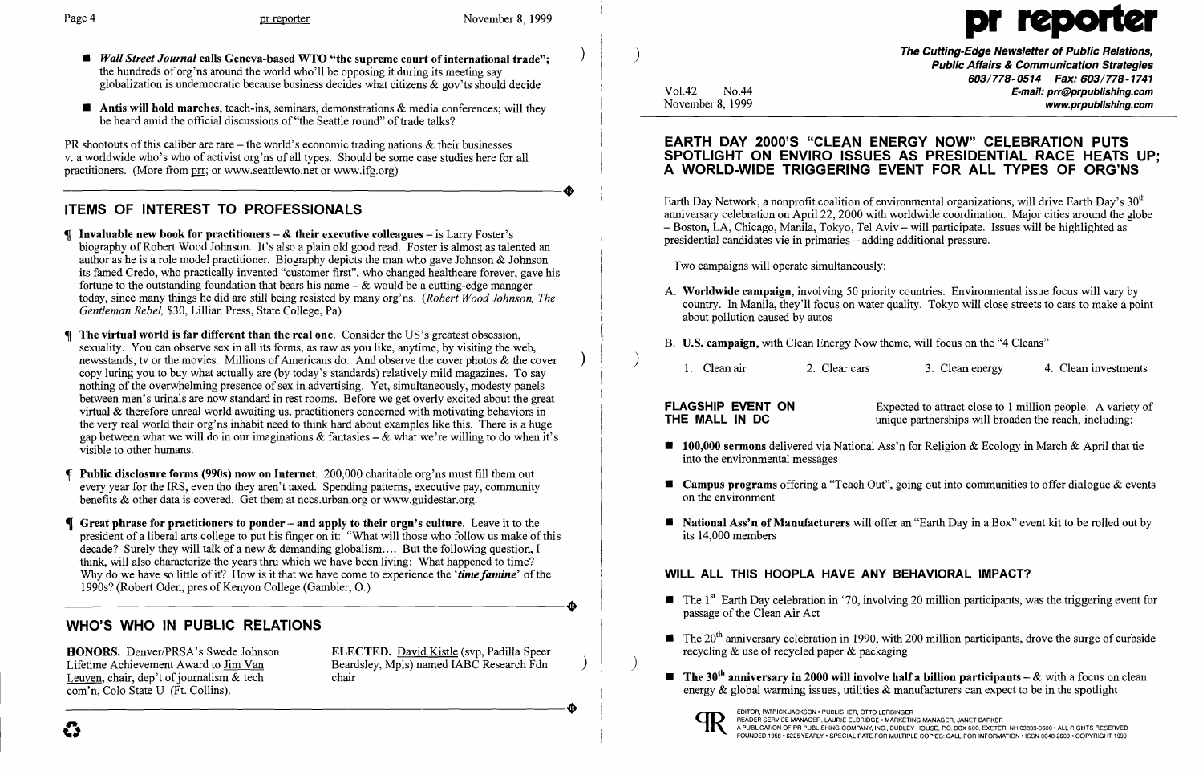- ***Wall Street Journal* calls Geneva-based WTO "the supreme court of international trade";** the hundreds of org'ns around the world who'll be opposing it during its meeting say globalization is undemocratic because business decides what citizens & gov'ts should decide
- **Antis will hold marches**, teach-ins, seminars, demonstrations & media conferences; will they be heard amid the official discussions of "the Seattle round" of trade talks?

PR shootouts of this caliber are rare – the world's economic trading nations & their businesses v. a worldwide who's who of activist org'ns of all types. Should be some case studies here for all practitioners. (More from prr; or www.seattlewto.net or www.ifg.org)

## ITEMS OF INTEREST TO PROFESSIONALS

¶ **Invaluable new book for practitioners – & their executive colleagues** – is Larry Foster's biography of Robert Wood Johnson. It's also a plain old good read. Foster is almost as talented an author as he is a role model practitioner. Biography depicts the man who gave Johnson & Johnson its famed Credo, who practically invented "customer first", who changed healthcare forever, gave his fortune to the outstanding foundation that bears his name – & would be a cutting-edge manager today, since many things he did are still being resisted by many org'ns. (*Robert Wood Johnson, The Gentleman Rebel*, $30, Lillian Press, State College, Pa)

¶ **The virtual world is far different than the real one.** Consider the US's greatest obsession, sexuality. You can observe sex in all its forms, as raw as you like, anytime, by visiting the web, newsstands, tv or the movies. Millions of Americans do. And observe the cover photos & the cover copy luring you to buy what actually are (by today's standards) relatively mild magazines. To say nothing of the overwhelming presence of sex in advertising. Yet, simultaneously, modesty panels between men's urinals are now standard in rest rooms. Before we get overly excited about the great virtual & therefore unreal world awaiting us, practitioners concerned with motivating behaviors in the very real world their org'ns inhabit need to think hard about examples like this. There is a huge gap between what we will do in our imaginations & fantasies – & what we're willing to do when it's visible to other humans.

¶ **Public disclosure forms (990s) now on Internet.** 200,000 charitable org'ns must fill them out every year for the IRS, even tho they aren't taxed. Spending patterns, executive pay, community benefits & other data is covered. Get them at nccs.urban.org or www.guidestar.org.

¶ **Great phrase for practitioners to ponder – and apply to their orgn's culture.** Leave it to the president of a liberal arts college to put his finger on it: "What will those who follow us make of this decade? Surely they will talk of a new & demanding globalism.... But the following question, I think, will also characterize the years thru which we have been living: What happened to time? Why do we have so little of it? How is it that we have come to experience the '***time famine***' of the 1990s? (Robert Oden, pres of Kenyon College (Gambier, O.)

## WHO'S WHO IN PUBLIC RELATIONS

**HONORS.** Denver/PRSA's Swede Johnson Lifetime Achievement Award to Jim Van Leuven, chair, dep't of journalism & tech com'n, Colo State U (Ft. Collins).

**ELECTED.** David Kistle (svp, Padilla Speer Beardsley, Mpls) named IABC Research Fdn chair

# pr reporter

**The Cutting-Edge Newsletter of Public Relations, Public Affairs & Communication Strategies**
603/778-0514 Fax: 603/778-1741
E-mail: prr@prpublishing.com
www.prpublishing.com

Vol.42 No.44
November 8, 1999

## EARTH DAY 2000'S "CLEAN ENERGY NOW" CELEBRATION PUTS SPOTLIGHT ON ENVIRO ISSUES AS PRESIDENTIAL RACE HEATS UP; A WORLD-WIDE TRIGGERING EVENT FOR ALL TYPES OF ORG'NS

Earth Day Network, a nonprofit coalition of environmental organizations, will drive Earth Day's 30th anniversary celebration on April 22, 2000 with worldwide coordination. Major cities around the globe – Boston, LA, Chicago, Manila, Tokyo, Tel Aviv – will participate. Issues will be highlighted as presidential candidates vie in primaries – adding additional pressure.

Two campaigns will operate simultaneously:

A. **Worldwide campaign**, involving 50 priority countries. Environmental issue focus will vary by country. In Manila, they'll focus on water quality. Tokyo will close streets to cars to make a point about pollution caused by autos

B. **U.S. campaign**, with Clean Energy Now theme, will focus on the "4 Cleans"

1. Clean air
2. Clear cars
3. Clean energy
4. Clean investments

**FLAGSHIP EVENT ON THE MALL IN DC**

Expected to attract close to 1 million people. A variety of unique partnerships will broaden the reach, including:

- **100,000 sermons** delivered via National Ass'n for Religion & Ecology in March & April that tie into the environmental messages
- **Campus programs** offering a "Teach Out", going out into communities to offer dialogue & events on the environment
- **National Ass'n of Manufacturers** will offer an "Earth Day in a Box" event kit to be rolled out by its 14,000 members

### WILL ALL THIS HOOPLA HAVE ANY BEHAVIORAL IMPACT?

- The 1st Earth Day celebration in '70, involving 20 million participants, was the triggering event for passage of the Clean Air Act
- The 20th anniversary celebration in 1990, with 200 million participants, drove the surge of curbside recycling & use of recycled paper & packaging
- **The 30th anniversary in 2000 will involve half a billion participants** – & with a focus on clean energy & global warming issues, utilities & manufacturers can expect to be in the spotlight

EDITOR, PATRICK JACKSON • PUBLISHER, OTTO LERBINGER
READER SERVICE MANAGER, LAURIE ELDRIDGE • MARKETING MANAGER, JANET BARKER
A PUBLICATION OF PR PUBLISHING COMPANY, INC., DUDLEY HOUSE, P.O. BOX 600, EXETER, NH 03833-0600 • ALL RIGHTS RESERVED
FOUNDED 1958 • $225 YEARLY • SPECIAL RATE FOR MULTIPLE COPIES: CALL FOR INFORMATION • ISSN 0048-2609 • COPYRIGHT 1999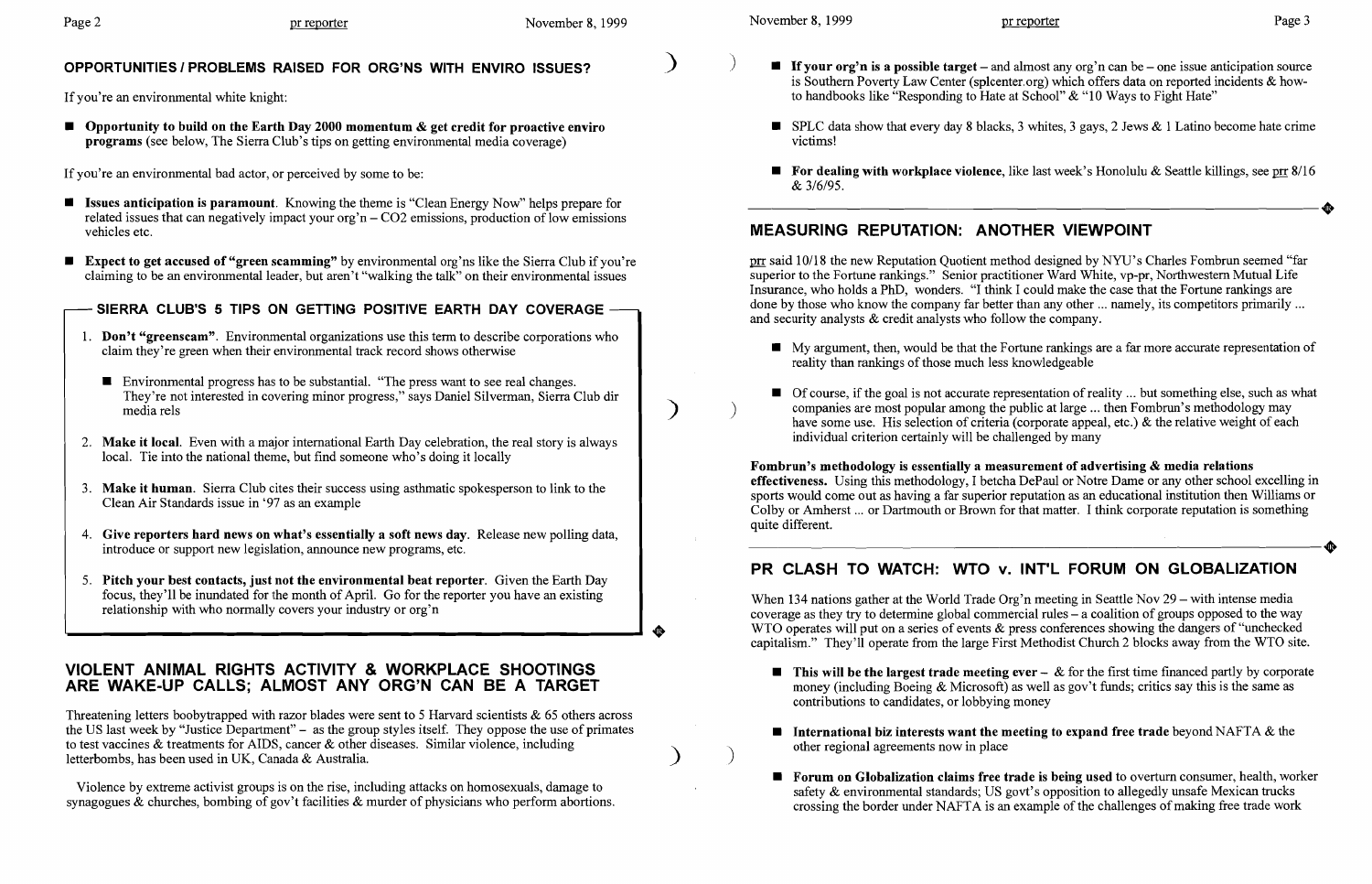## OPPORTUNITIES / PROBLEMS RAISED FOR ORG'NS WITH ENVIRO ISSUES?

If you're an environmental white knight:

- **Opportunity to build on the Earth Day 2000 momentum & get credit for proactive enviro programs** (see below, The Sierra Club's tips on getting environmental media coverage)

If you're an environmental bad actor, or perceived by some to be:

- **Issues anticipation is paramount**. Knowing the theme is "Clean Energy Now" helps prepare for related issues that can negatively impact your org'n – $CO_2$ emissions, production of low emissions vehicles etc.

- **Expect to get accused of "green scamming"** by environmental org'ns like the Sierra Club if you're claiming to be an environmental leader, but aren't "walking the talk" on their environmental issues

### SIERRA CLUB'S 5 TIPS ON GETTING POSITIVE EARTH DAY COVERAGE

1. **Don't "greenscam"**. Environmental organizations use this term to describe corporations who claim they're green when their environmental track record shows otherwise
   - Environmental progress has to be substantial. "The press want to see real changes. They're not interested in covering minor progress," says Daniel Silverman, Sierra Club dir media rels
2. **Make it local**. Even with a major international Earth Day celebration, the real story is always local. Tie into the national theme, but find someone who's doing it locally
3. **Make it human**. Sierra Club cites their success using asthmatic spokesperson to link to the Clean Air Standards issue in '97 as an example
4. **Give reporters hard news on what's essentially a soft news day**. Release new polling data, introduce or support new legislation, announce new programs, etc.
5. **Pitch your best contacts, just not the environmental beat reporter**. Given the Earth Day focus, they'll be inundated for the month of April. Go for the reporter you have an existing relationship with who normally covers your industry or org'n

## VIOLENT ANIMAL RIGHTS ACTIVITY & WORKPLACE SHOOTINGS ARE WAKE-UP CALLS; ALMOST ANY ORG'N CAN BE A TARGET

Threatening letters boobytrapped with razor blades were sent to 5 Harvard scientists & 65 others across the US last week by "Justice Department" – as the group styles itself. They oppose the use of primates to test vaccines & treatments for AIDS, cancer & other diseases. Similar violence, including letterbombs, has been used in UK, Canada & Australia.

Violence by extreme activist groups is on the rise, including attacks on homosexuals, damage to synagogues & churches, bombing of gov't facilities & murder of physicians who perform abortions.

- **If your org'n is a possible target** – and almost any org'n can be – one issue anticipation source is Southern Poverty Law Center (splcenter.org) which offers data on reported incidents & how-to handbooks like "Responding to Hate at School" & "10 Ways to Fight Hate"

- SPLC data show that every day 8 blacks, 3 whites, 3 gays, 2 Jews & 1 Latino become hate crime victims!

- **For dealing with workplace violence**, like last week's Honolulu & Seattle killings, see prr 8/16 & 3/6/95.

## MEASURING REPUTATION: ANOTHER VIEWPOINT

prr said 10/18 the new Reputation Quotient method designed by NYU's Charles Fombrun seemed "far superior to the Fortune rankings." Senior practitioner Ward White, vp-pr, Northwestern Mutual Life Insurance, who holds a PhD, wonders. "I think I could make the case that the Fortune rankings are done by those who know the company far better than any other ... namely, its competitors primarily ... and security analysts & credit analysts who follow the company.

- My argument, then, would be that the Fortune rankings are a far more accurate representation of reality than rankings of those much less knowledgeable

- Of course, if the goal is not accurate representation of reality ... but something else, such as what companies are most popular among the public at large ... then Fombrun's methodology may have some use. His selection of criteria (corporate appeal, etc.) & the relative weight of each individual criterion certainly will be challenged by many

**Fombrun's methodology is essentially a measurement of advertising & media relations effectiveness.** Using this methodology, I betcha DePaul or Notre Dame or any other school excelling in sports would come out as having a far superior reputation as an educational institution then Williams or Colby or Amherst ... or Dartmouth or Brown for that matter. I think corporate reputation is something quite different.

## PR CLASH TO WATCH: WTO v. INT'L FORUM ON GLOBALIZATION

When 134 nations gather at the World Trade Org'n meeting in Seattle Nov 29 – with intense media coverage as they try to determine global commercial rules – a coalition of groups opposed to the way WTO operates will put on a series of events & press conferences showing the dangers of "unchecked capitalism." They'll operate from the large First Methodist Church 2 blocks away from the WTO site.

- **This will be the largest trade meeting ever** – & for the first time financed partly by corporate money (including Boeing & Microsoft) as well as gov't funds; critics say this is the same as contributions to candidates, or lobbying money

- **International biz interests want the meeting to expand free trade** beyond NAFTA & the other regional agreements now in place

- **Forum on Globalization claims free trade is being used** to overturn consumer, health, worker safety & environmental standards; US govt's opposition to allegedly unsafe Mexican trucks crossing the border under NAFTA is an example of the challenges of making free trade work